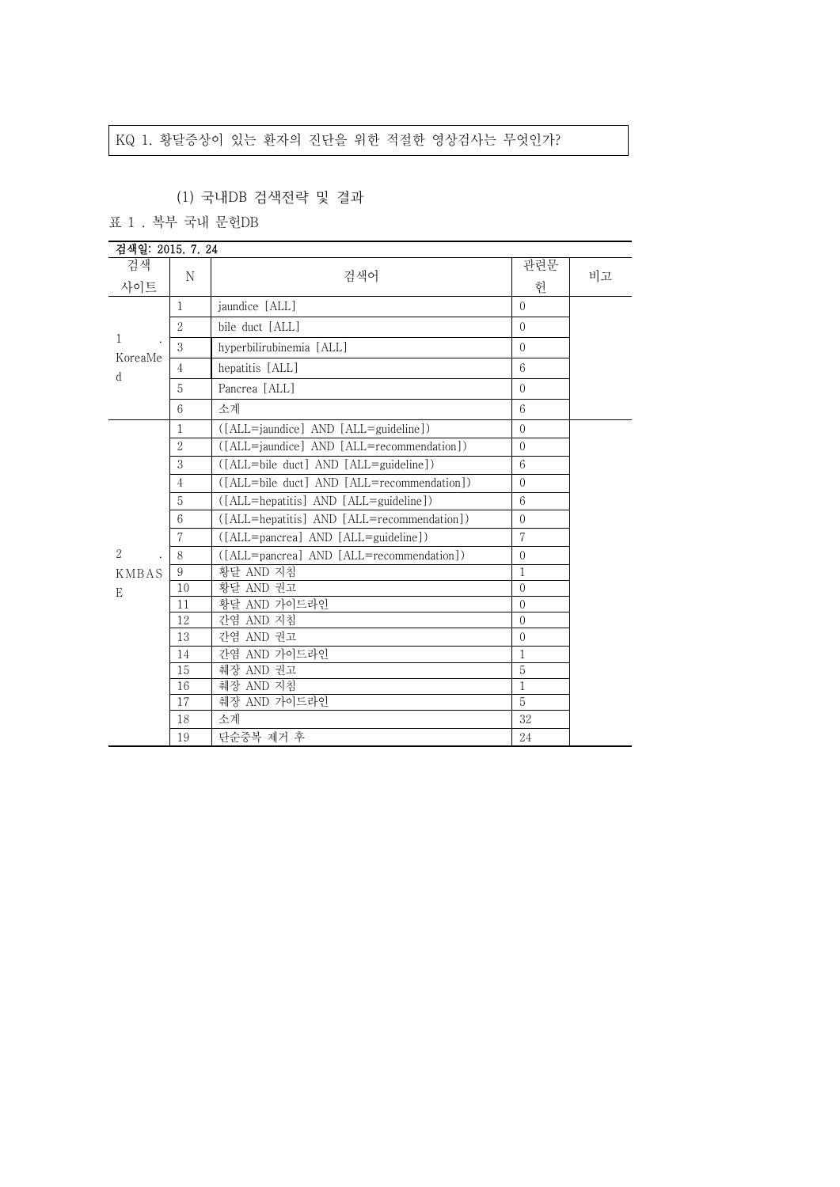KQ 1. 황달증상이 있는 환자의 진단을 위한 적절한 영상검사는 무엇인가?

(1) 국내DB 검색전략 및 결과

표 1 . 복부 국내 문헌DB

검색일: 2015. 7. 24

| 검색 사이트 | N | 검색어 | 관련문헌 | 비고 |
|---|---|---|---|---|
| 1 . KoreaMed | 1 | jaundice [ALL] | 0 | |
| | 2 | bile duct [ALL] | 0 | |
| | 3 | hyperbilirubinemia [ALL] | 0 | |
| | 4 | hepatitis [ALL] | 6 | |
| | 5 | Pancrea [ALL] | 0 | |
| | 6 | 소계 | 6 | |
| 2 . KMBASE | 1 | ([ALL=jaundice] AND [ALL=guideline]) | 0 | |
| | 2 | ([ALL=jaundice] AND [ALL=recommendation]) | 0 | |
| | 3 | ([ALL=bile duct] AND [ALL=guideline]) | 6 | |
| | 4 | ([ALL=bile duct] AND [ALL=recommendation]) | 0 | |
| | 5 | ([ALL=hepatitis] AND [ALL=guideline]) | 6 | |
| | 6 | ([ALL=hepatitis] AND [ALL=recommendation]) | 0 | |
| | 7 | ([ALL=pancrea] AND [ALL=guideline]) | 7 | |
| | 8 | ([ALL=pancrea] AND [ALL=recommendation]) | 0 | |
| | 9 | 황달 AND 지침 | 1 | |
| | 10 | 황달 AND 권고 | 0 | |
| | 11 | 황달 AND 가이드라인 | 0 | |
| | 12 | 간염 AND 지침 | 0 | |
| | 13 | 간염 AND 권고 | 0 | |
| | 14 | 간염 AND 가이드라인 | 1 | |
| | 15 | 췌장 AND 권고 | 5 | |
| | 16 | 췌장 AND 지침 | 1 | |
| | 17 | 췌장 AND 가이드라인 | 5 | |
| | 18 | 소계 | 32 | |
| | 19 | 단순중복 제거 후 | 24 | |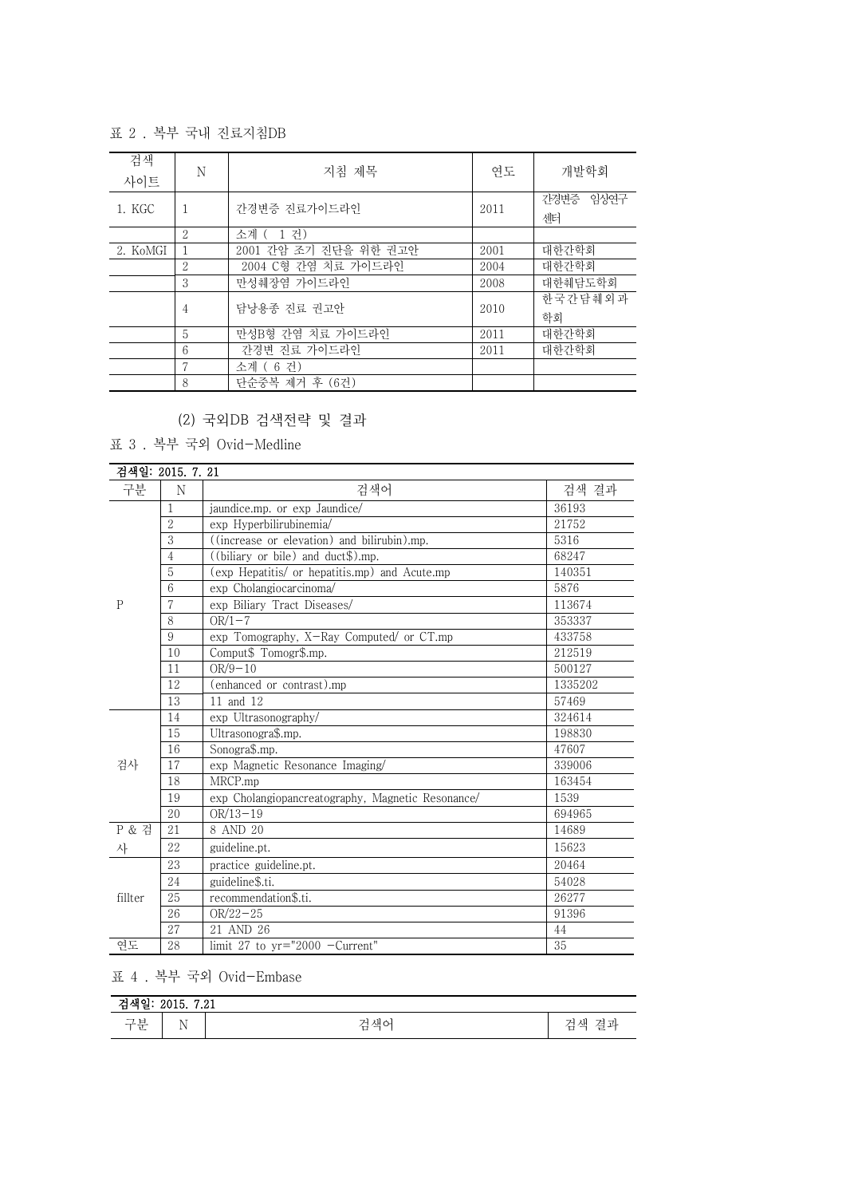표 2 . 복부 국내 진료지침DB

| 검색 사이트 | N | 지침 제목 | 연도 | 개발학회 |
|---|---|---|---|---|
| 1. KGC | 1 | 간경변증 진료가이드라인 | 2011 | 간경변증 임상연구센터 |
| | 2 | 소계 ( 1 건) | | |
| 2. KoMGI | 1 | 2001 간암 조기 진단을 위한 권고안 | 2001 | 대한간학회 |
| | 2 | 2004 C형 간염 치료 가이드라인 | 2004 | 대한간학회 |
| | 3 | 만성췌장염 가이드라인 | 2008 | 대한췌담도학회 |
| | 4 | 담낭용종 진료 권고안 | 2010 | 한국간담췌외과학회 |
| | 5 | 만성B형 간염 치료 가이드라인 | 2011 | 대한간학회 |
| | 6 | 간경변 진료 가이드라인 | 2011 | 대한간학회 |
| | 7 | 소계 ( 6 건) | | |
| | 8 | 단순중복 제거 후 (6건) | | |

(2) 국외DB 검색전략 및 결과

표 3 . 복부 국외 Ovid-Medline

검색일: 2015. 7. 21

| 구분 | N | 검색어 | 검색 결과 |
|---|---|---|---|
| P | 1 | jaundice.mp. or exp Jaundice/ | 36193 |
| | 2 | exp Hyperbilirubinemia/ | 21752 |
| | 3 | ((increase or elevation) and bilirubin).mp. | 5316 |
| | 4 | ((biliary or bile) and duct$).mp. | 68247 |
| | 5 | (exp Hepatitis/ or hepatitis.mp) and Acute.mp | 140351 |
| | 6 | exp Cholangiocarcinoma/ | 5876 |
| | 7 | exp Biliary Tract Diseases/ | 113674 |
| | 8 | OR/1-7 | 353337 |
| | 9 | exp Tomography, X-Ray Computed/ or CT.mp | 433758 |
| | 10 | Comput$ Tomogr$.mp. | 212519 |
| | 11 | OR/9-10 | 500127 |
| | 12 | (enhanced or contrast).mp | 1335202 |
| | 13 | 11 and 12 | 57469 |
| 검사 | 14 | exp Ultrasonography/ | 324614 |
| | 15 | Ultrasonogra$.mp. | 198830 |
| | 16 | Sonogra$.mp. | 47607 |
| | 17 | exp Magnetic Resonance Imaging/ | 339006 |
| | 18 | MRCP.mp | 163454 |
| | 19 | exp Cholangiopancreatography, Magnetic Resonance/ | 1539 |
| | 20 | OR/13-19 | 694965 |
| P & 검사 | 21 | 8 AND 20 | 14689 |
| | 22 | guideline.pt. | 15623 |
| fillter | 23 | practice guideline.pt. | 20464 |
| | 24 | guideline$.ti. | 54028 |
| | 25 | recommendation$.ti. | 26277 |
| | 26 | OR/22-25 | 91396 |
| | 27 | 21 AND 26 | 44 |
| 연도 | 28 | limit 27 to yr="2000 -Current" | 35 |

표 4 . 복부 국외 Ovid-Embase

검색일: 2015. 7.21

| 구분 | N | 검색어 | 검색 결과 |
|---|---|---|---|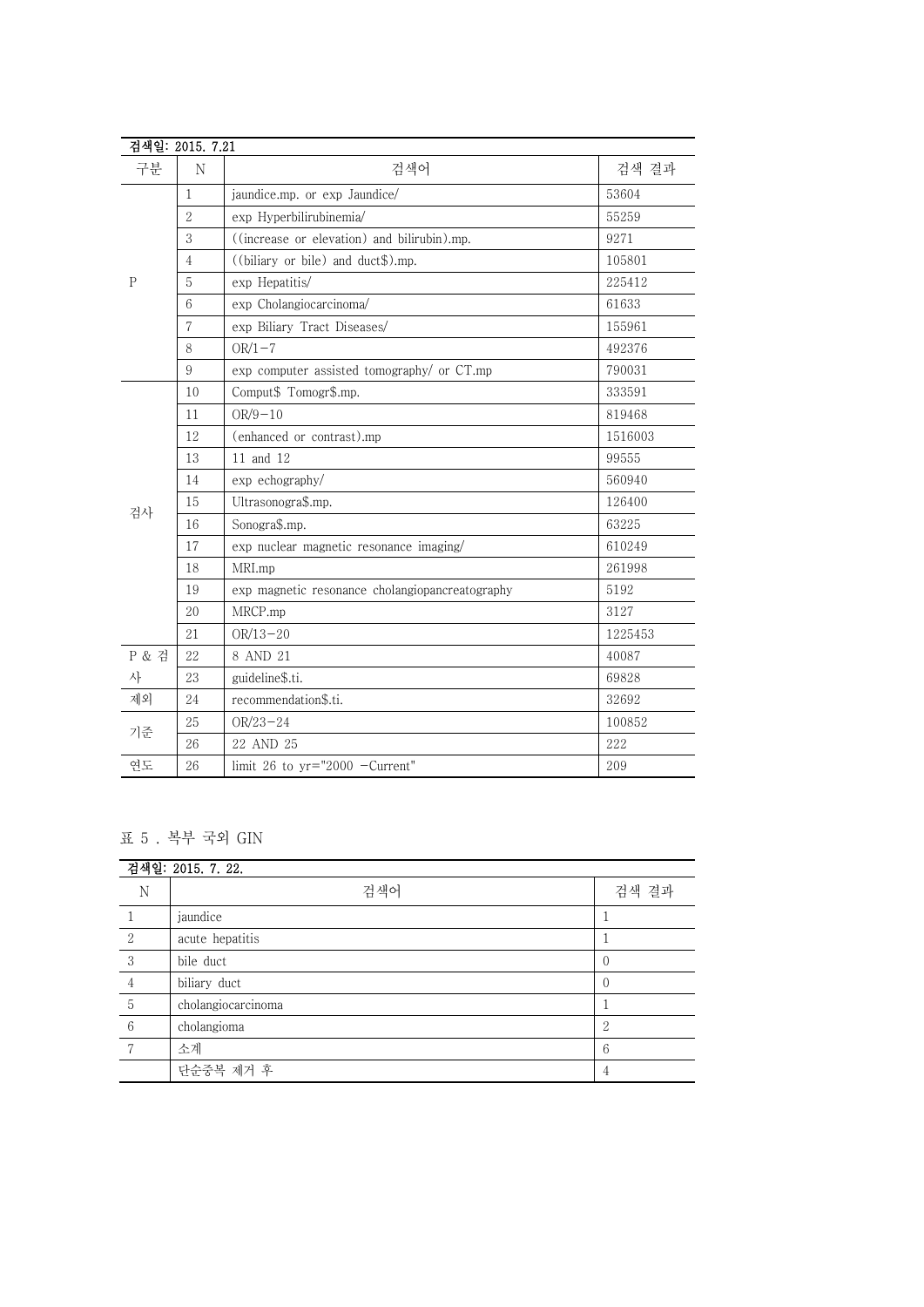| 검색일: 2015. 7.21 | | | |
|---|---|---|---|
| 구분 | N | 검색어 | 검색 결과 |
| P | 1 | jaundice.mp. or exp Jaundice/ | 53604 |
| | 2 | exp Hyperbilirubinemia/ | 55259 |
| | 3 | ((increase or elevation) and bilirubin).mp. | 9271 |
| | 4 | ((biliary or bile) and duct$).mp. | 105801 |
| | 5 | exp Hepatitis/ | 225412 |
| | 6 | exp Cholangiocarcinoma/ | 61633 |
| | 7 | exp Biliary Tract Diseases/ | 155961 |
| | 8 | OR/1-7 | 492376 |
| 검사 | 9 | exp computer assisted tomography/ or CT.mp | 790031 |
| | 10 | Comput$ Tomogr$.mp. | 333591 |
| | 11 | OR/9-10 | 819468 |
| | 12 | (enhanced or contrast).mp | 1516003 |
| | 13 | 11 and 12 | 99555 |
| | 14 | exp echography/ | 560940 |
| | 15 | Ultrasonogra$.mp. | 126400 |
| | 16 | Sonogra$.mp. | 63225 |
| | 17 | exp nuclear magnetic resonance imaging/ | 610249 |
| | 18 | MRI.mp | 261998 |
| | 19 | exp magnetic resonance cholangiopancreatography | 5192 |
| | 20 | MRCP.mp | 3127 |
| | 21 | OR/13-20 | 1225453 |
| P & 검사 | 22 | 8 AND 21 | 40087 |
| 제외 | 23 | guideline$.ti. | 69828 |
| 기준 | 24 | recommendation$.ti. | 32692 |
| | 25 | OR/23-24 | 100852 |
| | 26 | 22 AND 25 | 222 |
| 연도 | 26 | limit 26 to yr="2000 -Current" | 209 |

표 5 . 복부 국외 GIN

| 검색일: 2015. 7. 22. | | |
|---|---|---|
| N | 검색어 | 검색 결과 |
| 1 | jaundice | 1 |
| 2 | acute hepatitis | 1 |
| 3 | bile duct | 0 |
| 4 | biliary duct | 0 |
| 5 | cholangiocarcinoma | 1 |
| 6 | cholangioma | 2 |
| 7 | 소계 | 6 |
| | 단순중복 제거 후 | 4 |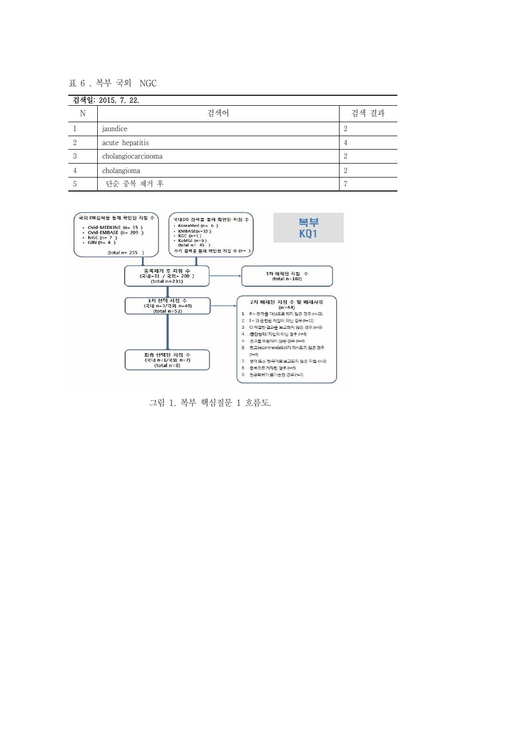표 6 . 복부 국외 NGC

| 검색일: 2015. 7. 22. | | |
|---|---|---|
| N | 검색어 | 검색 결과 |
| 1 | jaundice | 2 |
| 2 | acute hepatitis | 4 |
| 3 | cholangiocarcinoma | 2 |
| 4 | cholangioma | 2 |
| 5 | 단순 중복 제거 후 | 7 |

복부 KQ1

국외 DB검색을 통해 확인된 지침 수
- Ovid-MEDLINE (n= 35 )
- Ovid-EMBASE (n= 209 )
- NGC (n= 7 )
- GIN (n= 4 )

(total n= 255 )

국내DB 검색을 통해 확인된 지침 수
- KoreaMed (n= 6 )
- KMBASE(n=32 )
- KGC (n=1 )
- KoMGI (n=6 )

(total n= 45 )

수기 검색을 통해 확인된 지침 수 (n= )

중복제거 후 지침 수
(국내=31 / 국외= 200 )
(total n=231)

1차 배제된 지침 수
(total n=180)

1차 선택 지침 수
(국내 n=3/국외 n=49)
(total n=52)

2차 배제된 지침 수 및 배제사유
(n=44)
1. P:→ 환자를 대상으로 하지 않은 경우 (n=21)
2. I:→ 관련된 지침이 아닌 경우 (n=11)
3. O:적절한 결과를 보고하지 않은 경우 (n=0)
4. 임상진료지침이 아닌 경우 (n=8)
5. 권고를 포함하지 않은 경우 (n=0)
6. 권고(recommendation)가 제시되지 않은 경우 (n=0)
7. 영어 또는 한국어로 보고되지 않은 지침 (n=0)
8. 중복으로 게재된 경우 (n=3)
9. 원문확보가 불가능한 경우 (n=1)

최종 선택된 지침 수
(국내 n=1/국외 n=7)
(total n=8)

그림 1. 복부 핵심질문 1 흐름도.